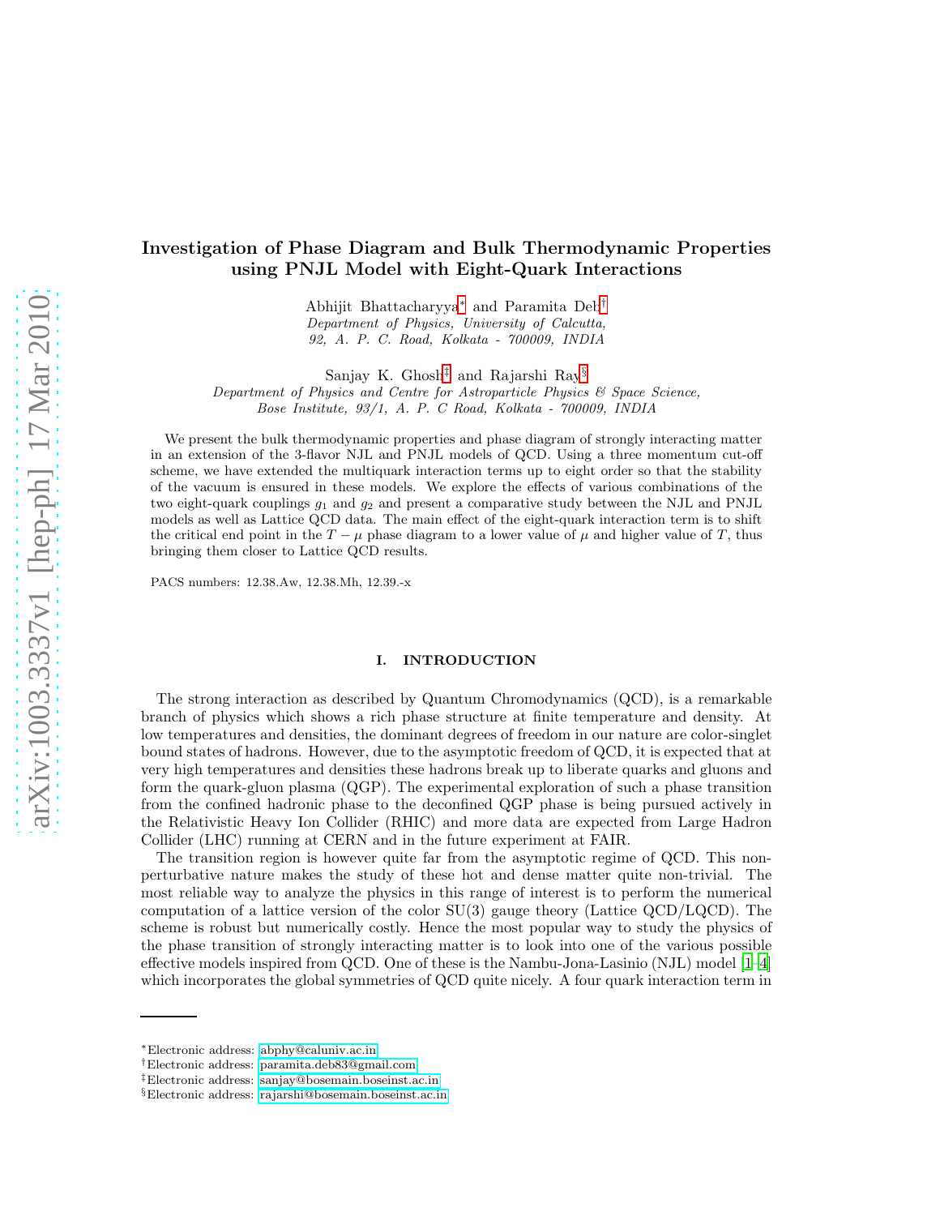# Investigation of Phase Diagram and Bulk Thermodynamic Properties using PNJL Model with Eight-Quark Interactions

Abhijit Bhattacharyya[*] and Paramita Deb[†]
*Department of Physics, University of Calcutta,*
*92, A. P. C. Road, Kolkata - 700009, INDIA*

Sanjay K. Ghosh[‡] and Rajarshi Ray[§]
*Department of Physics and Centre for Astroparticle Physics & Space Science,*
*Bose Institute, 93/1, A. P. C Road, Kolkata - 700009, INDIA*

We present the bulk thermodynamic properties and phase diagram of strongly interacting matter in an extension of the 3-flavor NJL and PNJL models of QCD. Using a three momentum cut-off scheme, we have extended the multiquark interaction terms up to eight order so that the stability of the vacuum is ensured in these models. We explore the effects of various combinations of the two eight-quark couplings $g_1$ and $g_2$ and present a comparative study between the NJL and PNJL models as well as Lattice QCD data. The main effect of the eight-quark interaction term is to shift the critical end point in the $T-\mu$ phase diagram to a lower value of $\mu$ and higher value of $T$, thus bringing them closer to Lattice QCD results.

PACS numbers: 12.38.Aw, 12.38.Mh, 12.39.-x

## I. INTRODUCTION

The strong interaction as described by Quantum Chromodynamics (QCD), is a remarkable branch of physics which shows a rich phase structure at finite temperature and density. At low temperatures and densities, the dominant degrees of freedom in our nature are color-singlet bound states of hadrons. However, due to the asymptotic freedom of QCD, it is expected that at very high temperatures and densities these hadrons break up to liberate quarks and gluons and form the quark-gluon plasma (QGP). The experimental exploration of such a phase transition from the confined hadronic phase to the deconfined QGP phase is being pursued actively in the Relativistic Heavy Ion Collider (RHIC) and more data are expected from Large Hadron Collider (LHC) running at CERN and in the future experiment at FAIR.

The transition region is however quite far from the asymptotic regime of QCD. This non-perturbative nature makes the study of these hot and dense matter quite non-trivial. The most reliable way to analyze the physics in this range of interest is to perform the numerical computation of a lattice version of the color SU(3) gauge theory (Lattice QCD/LQCD). The scheme is robust but numerically costly. Hence the most popular way to study the physics of the phase transition of strongly interacting matter is to look into one of the various possible effective models inspired from QCD. One of these is the Nambu-Jona-Lasinio (NJL) model [1–4] which incorporates the global symmetries of QCD quite nicely. A four quark interaction term in

[*]Electronic address: abphy@caluniv.ac.in
[†]Electronic address: paramita.deb83@gmail.com
[‡]Electronic address: sanjay@bosemain.boseinst.ac.in
[§]Electronic address: rajarshi@bosemain.boseinst.ac.in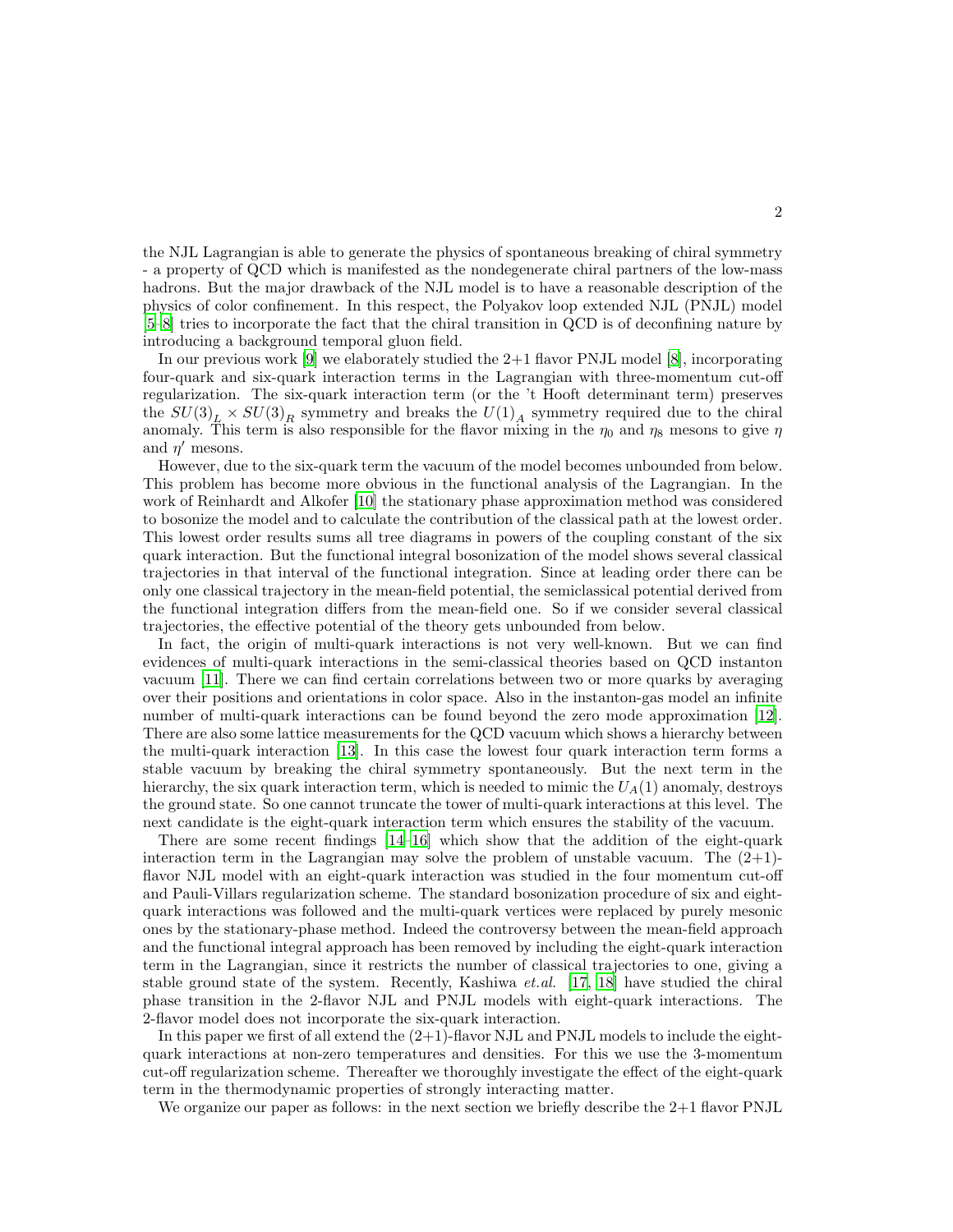the NJL Lagrangian is able to generate the physics of spontaneous breaking of chiral symmetry - a property of QCD which is manifested as the nondegenerate chiral partners of the low-mass hadrons. But the major drawback of the NJL model is to have a reasonable description of the physics of color confinement. In this respect, the Polyakov loop extended NJL (PNJL) model [5–8] tries to incorporate the fact that the chiral transition in QCD is of deconfining nature by introducing a background temporal gluon field.

In our previous work [9] we elaborately studied the 2+1 flavor PNJL model [8], incorporating four-quark and six-quark interaction terms in the Lagrangian with three-momentum cut-off regularization. The six-quark interaction term (or the 't Hooft determinant term) preserves the $SU(3)_L \times SU(3)_R$ symmetry and breaks the $U(1)_A$ symmetry required due to the chiral anomaly. This term is also responsible for the flavor mixing in the $\eta_0$ and $\eta_8$ mesons to give $\eta$ and $\eta'$ mesons.

However, due to the six-quark term the vacuum of the model becomes unbounded from below. This problem has become more obvious in the functional analysis of the Lagrangian. In the work of Reinhardt and Alkofer [10] the stationary phase approximation method was considered to bosonize the model and to calculate the contribution of the classical path at the lowest order. This lowest order results sums all tree diagrams in powers of the coupling constant of the six quark interaction. But the functional integral bosonization of the model shows several classical trajectories in that interval of the functional integration. Since at leading order there can be only one classical trajectory in the mean-field potential, the semiclassical potential derived from the functional integration differs from the mean-field one. So if we consider several classical trajectories, the effective potential of the theory gets unbounded from below.

In fact, the origin of multi-quark interactions is not very well-known. But we can find evidences of multi-quark interactions in the semi-classical theories based on QCD instanton vacuum [11]. There we can find certain correlations between two or more quarks by averaging over their positions and orientations in color space. Also in the instanton-gas model an infinite number of multi-quark interactions can be found beyond the zero mode approximation [12]. There are also some lattice measurements for the QCD vacuum which shows a hierarchy between the multi-quark interaction [13]. In this case the lowest four quark interaction term forms a stable vacuum by breaking the chiral symmetry spontaneously. But the next term in the hierarchy, the six quark interaction term, which is needed to mimic the $U_A(1)$ anomaly, destroys the ground state. So one cannot truncate the tower of multi-quark interactions at this level. The next candidate is the eight-quark interaction term which ensures the stability of the vacuum.

There are some recent findings [14–16] which show that the addition of the eight-quark interaction term in the Lagrangian may solve the problem of unstable vacuum. The (2+1)-flavor NJL model with an eight-quark interaction was studied in the four momentum cut-off and Pauli-Villars regularization scheme. The standard bosonization procedure of six and eight-quark interactions was followed and the multi-quark vertices were replaced by purely mesonic ones by the stationary-phase method. Indeed the controversy between the mean-field approach and the functional integral approach has been removed by including the eight-quark interaction term in the Lagrangian, since it restricts the number of classical trajectories to one, giving a stable ground state of the system. Recently, Kashiwa *et.al.* [17, 18] have studied the chiral phase transition in the 2-flavor NJL and PNJL models with eight-quark interactions. The 2-flavor model does not incorporate the six-quark interaction.

In this paper we first of all extend the (2+1)-flavor NJL and PNJL models to include the eight-quark interactions at non-zero temperatures and densities. For this we use the 3-momentum cut-off regularization scheme. Thereafter we thoroughly investigate the effect of the eight-quark term in the thermodynamic properties of strongly interacting matter.

We organize our paper as follows: in the next section we briefly describe the 2+1 flavor PNJL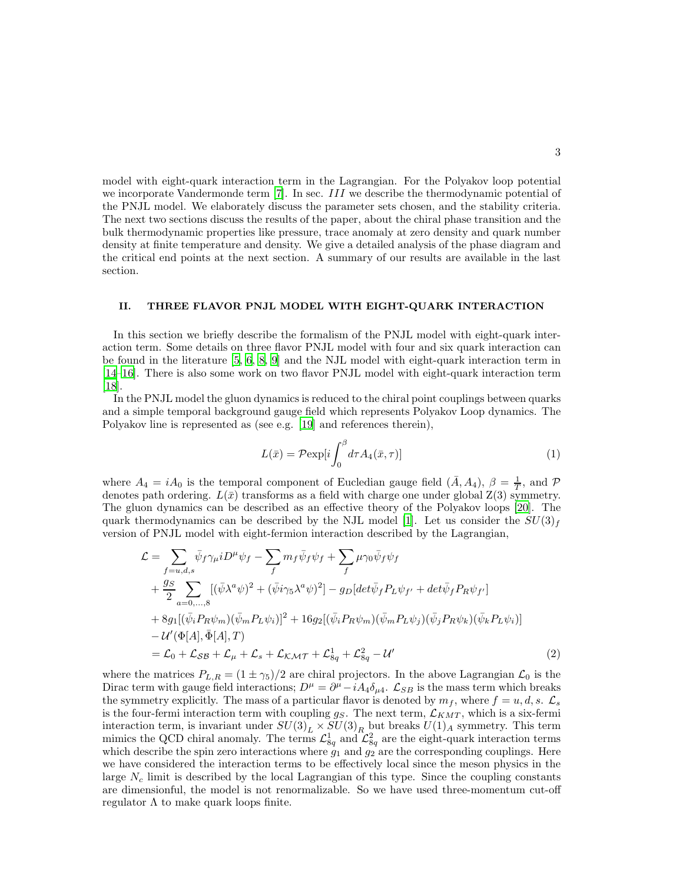model with eight-quark interaction term in the Lagrangian. For the Polyakov loop potential we incorporate Vandermonde term [7]. In sec. $III$ we describe the thermodynamic potential of the PNJL model. We elaborately discuss the parameter sets chosen, and the stability criteria. The next two sections discuss the results of the paper, about the chiral phase transition and the bulk thermodynamic properties like pressure, trace anomaly at zero density and quark number density at finite temperature and density. We give a detailed analysis of the phase diagram and the critical end points at the next section. A summary of our results are available in the last section.

## II. THREE FLAVOR PNJL MODEL WITH EIGHT-QUARK INTERACTION

In this section we briefly describe the formalism of the PNJL model with eight-quark interaction term. Some details on three flavor PNJL model with four and six quark interaction can be found in the literature [5, 6, 8, 9] and the NJL model with eight-quark interaction term in [14–16]. There is also some work on two flavor PNJL model with eight-quark interaction term [18].

In the PNJL model the gluon dynamics is reduced to the chiral point couplings between quarks and a simple temporal background gauge field which represents Polyakov Loop dynamics. The Polyakov line is represented as (see e.g. [19] and references therein),

$$L(\bar{x}) = \mathcal{P}\mathrm{exp}[i\int_0^\beta d\tau A_4(\bar{x},\tau)] \tag{1}$$

where $A_4 = iA_0$ is the temporal component of Eucledian gauge field $(\bar{A}, A_4)$, $\beta = \frac{1}{T}$, and $\mathcal{P}$ denotes path ordering. $L(\bar{x})$ transforms as a field with charge one under global Z(3) symmetry. The gluon dynamics can be described as an effective theory of the Polyakov loops [20]. The quark thermodynamics can be described by the NJL model [1]. Let us consider the $SU(3)_f$ version of PNJL model with eight-fermion interaction described by the Lagrangian,

$$\begin{aligned}
\mathcal{L} &= \sum_{f=u,d,s} \bar{\psi}_f \gamma_\mu i D^\mu \psi_f - \sum_f m_f \bar{\psi}_f \psi_f + \sum_f \mu \gamma_0 \bar{\psi}_f \psi_f \\
&+ \frac{g_S}{2} \sum_{a=0,\dots,8} [(\bar{\psi}\lambda^a\psi)^2 + (\bar{\psi} i\gamma_5 \lambda^a \psi)^2] - g_D[det\bar{\psi}_f P_L \psi_{f'} + det\bar{\psi}_f P_R \psi_{f'}] \\
&+ 8g_1[(\bar{\psi}_i P_R \psi_m)(\bar{\psi}_m P_L \psi_i)]^2 + 16 g_2 [(\bar{\psi}_i P_R \psi_m)(\bar{\psi}_m P_L \psi_j)(\bar{\psi}_j P_R \psi_k)(\bar{\psi}_k P_L \psi_i)] \\
&- \mathcal{U}'(\Phi[A], \bar{\Phi}[A], T) \\
&= \mathcal{L}_0 + \mathcal{L}_{\mathcal{SB}} + \mathcal{L}_\mu + \mathcal{L}_s + \mathcal{L}_{\mathcal{KMT}} + \mathcal{L}^1_{8q} + \mathcal{L}^2_{8q} - \mathcal{U}'
\end{aligned} \tag{2}$$

where the matrices $P_{L,R} = (1 \pm \gamma_5)/2$ are chiral projectors. In the above Lagrangian $\mathcal{L}_0$ is the Dirac term with gauge field interactions; $D^\mu = \partial^\mu - iA_4\delta_{\mu 4}$. $\mathcal{L}_{SB}$ is the mass term which breaks the symmetry explicitly. The mass of a particular flavor is denoted by $m_f$, where $f = u, d, s$. $\mathcal{L}_s$ is the four-fermi interaction term with coupling $g_S$. The next term, $\mathcal{L}_{KMT}$, which is a six-fermi interaction term, is invariant under $SU(3)_L \times SU(3)_R$ but breaks $U(1)_A$ symmetry. This term mimics the QCD chiral anomaly. The terms $\mathcal{L}^1_{8q}$ and $\mathcal{L}^2_{8q}$ are the eight-quark interaction terms which describe the spin zero interactions where $g_1$ and $g_2$ are the corresponding couplings. Here we have considered the interaction terms to be effectively local since the meson physics in the large $N_c$ limit is described by the local Lagrangian of this type. Since the coupling constants are dimensionful, the model is not renormalizable. So we have used three-momentum cut-off regulator $\Lambda$ to make quark loops finite.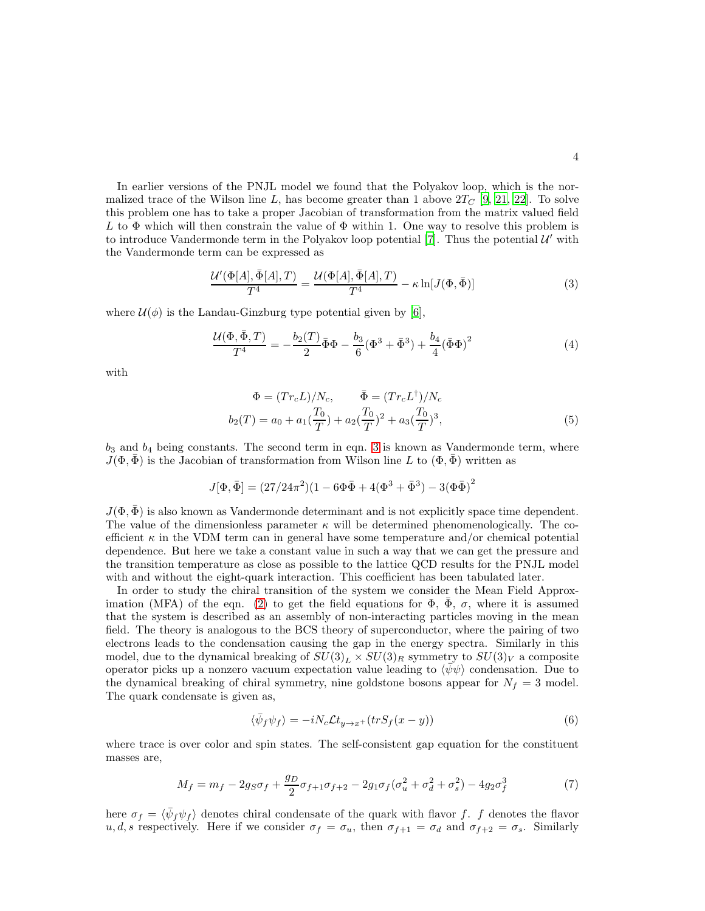In earlier versions of the PNJL model we found that the Polyakov loop, which is the normalized trace of the Wilson line $L$, has become greater than 1 above $2T_C$ [9, 21, 22]. To solve this problem one has to take a proper Jacobian of transformation from the matrix valued field $L$ to $\Phi$ which will then constrain the value of $\Phi$ within 1. One way to resolve this problem is to introduce Vandermonde term in the Polyakov loop potential [7]. Thus the potential $\mathcal{U}'$ with the Vandermonde term can be expressed as

$$\frac{\mathcal{U}'(\Phi[A],\bar{\Phi}[A],T)}{T^4} = \frac{\mathcal{U}(\Phi[A],\bar{\Phi}[A],T)}{T^4} - \kappa \ln[J(\Phi,\bar{\Phi})] \tag{3}$$

where $\mathcal{U}(\phi)$ is the Landau-Ginzburg type potential given by [6],

$$\frac{\mathcal{U}(\Phi,\bar{\Phi},T)}{T^4} = -\frac{b_2(T)}{2}\bar{\Phi}\Phi - \frac{b_3}{6}(\Phi^3+\bar{\Phi}^3) + \frac{b_4}{4}(\bar{\Phi}\Phi)^2 \tag{4}$$

with

$$\Phi = (Tr_c L)/N_c, \qquad \bar{\Phi} = (Tr_c L^{\dagger})/N_c$$
$$b_2(T) = a_0 + a_1(\frac{T_0}{T}) + a_2(\frac{T_0}{T})^2 + a_3(\frac{T_0}{T})^3, \tag{5}$$

$b_3$ and $b_4$ being constants. The second term in eqn. 3 is known as Vandermonde term, where $J(\Phi,\bar{\Phi})$ is the Jacobian of transformation from Wilson line $L$ to $(\Phi,\bar{\Phi})$ written as

$$J[\Phi,\bar{\Phi}] = (27/24\pi^2)(1 - 6\Phi\bar{\Phi} + 4(\Phi^3+\bar{\Phi}^3) - 3(\Phi\bar{\Phi})^2$$

$J(\Phi,\bar{\Phi})$ is also known as Vandermonde determinant and is not explicitly space time dependent. The value of the dimensionless parameter $\kappa$ will be determined phenomenologically. The coefficient $\kappa$ in the VDM term can in general have some temperature and/or chemical potential dependence. But here we take a constant value in such a way that we can get the pressure and the transition temperature as close as possible to the lattice QCD results for the PNJL model with and without the eight-quark interaction. This coefficient has been tabulated later.

In order to study the chiral transition of the system we consider the Mean Field Approximation (MFA) of the eqn. (2) to get the field equations for $\Phi$, $\bar{\Phi}$, $\sigma$, where it is assumed that the system is described as an assembly of non-interacting particles moving in the mean field. The theory is analogous to the BCS theory of superconductor, where the pairing of two electrons leads to the condensation causing the gap in the energy spectra. Similarly in this model, due to the dynamical breaking of $SU(3)_L \times SU(3)_R$ symmetry to $SU(3)_V$ a composite operator picks up a nonzero vacuum expectation value leading to $\langle\bar{\psi}\psi\rangle$ condensation. Due to the dynamical breaking of chiral symmetry, nine goldstone bosons appear for $N_f = 3$ model. The quark condensate is given as,

$$\langle\bar{\psi}_f\psi_f\rangle = -iN_c\mathcal{L}t_{y\to x^+}(trS_f(x-y)) \tag{6}$$

where trace is over color and spin states. The self-consistent gap equation for the constituent masses are,

$$M_f = m_f - 2g_S\sigma_f + \frac{g_D}{2}\sigma_{f+1}\sigma_{f+2} - 2g_1\sigma_f(\sigma_u^2+\sigma_d^2+\sigma_s^2) - 4g_2\sigma_f^3 \tag{7}$$

here $\sigma_f = \langle\bar{\psi}_f\psi_f\rangle$ denotes chiral condensate of the quark with flavor $f$. $f$ denotes the flavor $u, d, s$ respectively. Here if we consider $\sigma_f = \sigma_u$, then $\sigma_{f+1} = \sigma_d$ and $\sigma_{f+2} = \sigma_s$. Similarly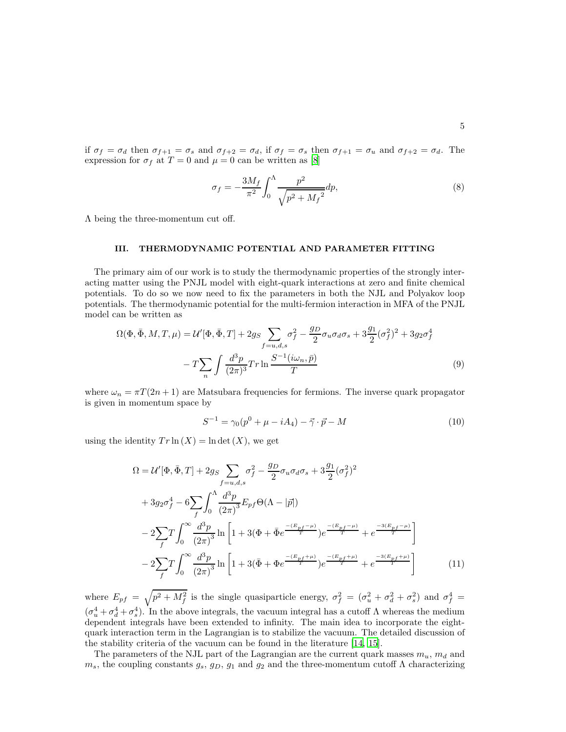if $\sigma_f = \sigma_d$ then $\sigma_{f+1} = \sigma_s$ and $\sigma_{f+2} = \sigma_d$, if $\sigma_f = \sigma_s$ then $\sigma_{f+1} = \sigma_u$ and $\sigma_{f+2} = \sigma_d$. The expression for $\sigma_f$ at $T = 0$ and $\mu = 0$ can be written as [8]

$$\sigma_f = -\frac{3M_f}{\pi^2}\int_0^{\Lambda}\frac{p^2}{\sqrt{p^2+{M_f}^2}}dp, \tag{8}$$

$\Lambda$ being the three-momentum cut off.

## III. THERMODYNAMIC POTENTIAL AND PARAMETER FITTING

The primary aim of our work is to study the thermodynamic properties of the strongly interacting matter using the PNJL model with eight-quark interactions at zero and finite chemical potentials. To do so we now need to fix the parameters in both the NJL and Polyakov loop potentials. The thermodynamic potential for the multi-fermion interaction in MFA of the PNJL model can be written as

$$\Omega(\Phi,\bar{\Phi},M,T,\mu) = \mathcal{U}'[\Phi,\bar{\Phi},T] + 2g_S\sum_{f=u,d,s}\sigma_f^2 - \frac{g_D}{2}\sigma_u\sigma_d\sigma_s + 3\frac{g_1}{2}(\sigma_f^2)^2 + 3g_2\sigma_f^4$$
$$- T\sum_n\int\frac{d^3p}{(2\pi)^3}Tr\ln\frac{S^{-1}(i\omega_n,\bar{p})}{T} \tag{9}$$

where $\omega_n = \pi T(2n+1)$ are Matsubara frequencies for fermions. The inverse quark propagator is given in momentum space by

$$S^{-1} = \gamma_0(p^0+\mu-iA_4) - \vec{\gamma}\cdot\vec{p} - M \tag{10}$$

using the identity $Tr\ln(X) = \ln\det(X)$, we get

$$\begin{aligned}
\Omega = {} & \mathcal{U}'[\Phi,\bar{\Phi},T] + 2g_S\sum_{f=u,d,s}\sigma_f^2 - \frac{g_D}{2}\sigma_u\sigma_d\sigma_s + 3\frac{g_1}{2}(\sigma_f^2)^2 \\
& + 3g_2\sigma_f^4 - 6\sum_f\int_0^{\Lambda}\frac{d^3p}{(2\pi)^3}E_{pf}\Theta(\Lambda-|\vec{p}|) \\
& - 2\sum_f T\int_0^{\infty}\frac{d^3p}{(2\pi)^3}\ln\left[1+3(\Phi+\bar{\Phi}e^{\frac{-(E_{pf}-\mu)}{T}})e^{\frac{-(E_{pf}-\mu)}{T}}+e^{\frac{-3(E_{pf}-\mu)}{T}}\right] \\
& - 2\sum_f T\int_0^{\infty}\frac{d^3p}{(2\pi)^3}\ln\left[1+3(\bar{\Phi}+\Phi e^{\frac{-(E_{pf}+\mu)}{T}})e^{\frac{-(E_{pf}+\mu)}{T}}+e^{\frac{-3(E_{pf}+\mu)}{T}}\right]
\end{aligned} \tag{11}$$

where $E_{pf} = \sqrt{p^2+M_f^2}$ is the single quasiparticle energy, $\sigma_f^2 = (\sigma_u^2+\sigma_d^2+\sigma_s^2)$ and $\sigma_f^4 = (\sigma_u^4+\sigma_d^4+\sigma_s^4)$. In the above integrals, the vacuum integral has a cutoff $\Lambda$ whereas the medium dependent integrals have been extended to infinity. The main idea to incorporate the eight-quark interaction term in the Lagrangian is to stabilize the vacuum. The detailed discussion of the stability criteria of the vacuum can be found in the literature [14, 15].

The parameters of the NJL part of the Lagrangian are the current quark masses $m_u$, $m_d$ and $m_s$, the coupling constants $g_s$, $g_D$, $g_1$ and $g_2$ and the three-momentum cutoff $\Lambda$ characterizing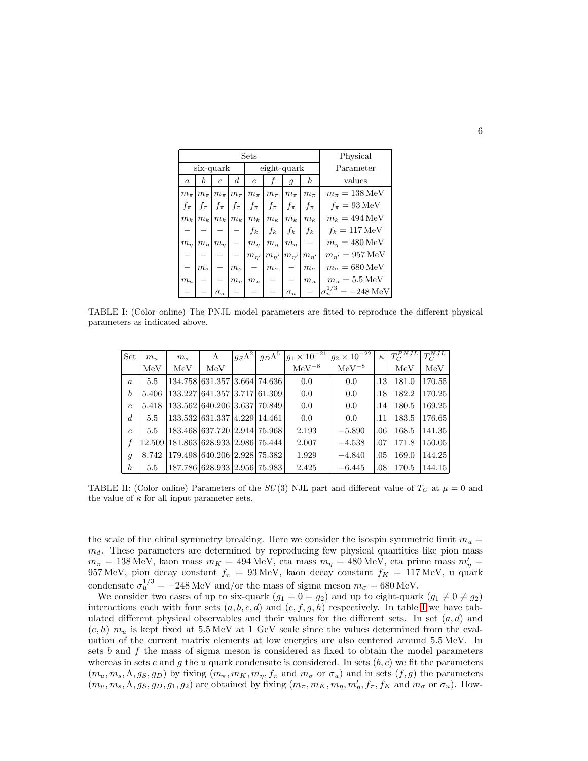| Sets | | | | | | | | Physical |
|---|---|---|---|---|---|---|---|---|
| six-quark | | | | eight-quark | | | | Parameter |
| $a$ | $b$ | $c$ | $d$ | $e$ | $f$ | $g$ | $h$ | values |
| $m_\pi$ | $m_\pi$ | $m_\pi$ | $m_\pi$ | $m_\pi$ | $m_\pi$ | $m_\pi$ | $m_\pi$ | $m_\pi = 138\,\text{MeV}$ |
| $f_\pi$ | $f_\pi$ | $f_\pi$ | $f_\pi$ | $f_\pi$ | $f_\pi$ | $f_\pi$ | $f_\pi$ | $f_\pi = 93\,\text{MeV}$ |
| $m_k$ | $m_k$ | $m_k$ | $m_k$ | $m_k$ | $m_k$ | $m_k$ | $m_k$ | $m_k = 494\,\text{MeV}$ |
| − | − | − | − | $f_k$ | $f_k$ | $f_k$ | $f_k$ | $f_k = 117\,\text{MeV}$ |
| $m_\eta$ | $m_\eta$ | $m_\eta$ | − | $m_\eta$ | $m_\eta$ | $m_\eta$ | − | $m_\eta = 480\,\text{MeV}$ |
| − | − | − | − | $m_{\eta'}$ | $m_{\eta'}$ | $m_{\eta'}$ | $m_{\eta'}$ | $m_{\eta'} = 957\,\text{MeV}$ |
| − | $m_\sigma$ | − | $m_\sigma$ | − | $m_\sigma$ | − | $m_\sigma$ | $m_\sigma = 680\,\text{MeV}$ |
| $m_u$ | − | − | $m_u$ | $m_u$ | − | − | $m_u$ | $m_u = 5.5\,\text{MeV}$ |
| − | − | $\sigma_u$ | − | − | − | $\sigma_u$ | − | $\sigma_u^{1/3} = -248\,\text{MeV}$ |

TABLE I: (Color online) The PNJL model parameters are fitted to reproduce the different physical parameters as indicated above.

| Set | $m_u$ MeV | $m_s$ MeV | $\Lambda$ MeV | $g_S\Lambda^2$ | $g_D\Lambda^5$ | $g_1 \times 10^{-21}$ $\text{MeV}^{-8}$ | $g_2 \times 10^{-22}$ $\text{MeV}^{-8}$ | $\kappa$ | $T_C^{PNJL}$ MeV | $T_C^{NJL}$ MeV |
|---|---|---|---|---|---|---|---|---|---|---|
| $a$ | 5.5 | 134.758 | 631.357 | 3.664 | 74.636 | 0.0 | 0.0 | .13 | 181.0 | 170.55 |
| $b$ | 5.406 | 133.227 | 641.357 | 3.717 | 61.309 | 0.0 | 0.0 | .18 | 182.2 | 170.25 |
| $c$ | 5.418 | 133.562 | 640.206 | 3.637 | 70.849 | 0.0 | 0.0 | .14 | 180.5 | 169.25 |
| $d$ | 5.5 | 133.532 | 631.337 | 4.229 | 14.461 | 0.0 | 0.0 | .11 | 183.5 | 176.65 |
| $e$ | 5.5 | 183.468 | 637.720 | 2.914 | 75.968 | 2.193 | −5.890 | .06 | 168.5 | 141.35 |
| $f$ | 12.509 | 181.863 | 628.933 | 2.986 | 75.444 | 2.007 | −4.538 | .07 | 171.8 | 150.05 |
| $g$ | 8.742 | 179.498 | 640.206 | 2.928 | 75.382 | 1.929 | −4.840 | .05 | 169.0 | 144.25 |
| $h$ | 5.5 | 187.786 | 628.933 | 2.956 | 75.983 | 2.425 | −6.445 | .08 | 170.5 | 144.15 |

TABLE II: (Color online) Parameters of the $SU(3)$ NJL part and different value of $T_C$ at $\mu = 0$ and the value of $\kappa$ for all input parameter sets.

the scale of the chiral symmetry breaking. Here we consider the isospin symmetric limit $m_u = m_d$. These parameters are determined by reproducing few physical quantities like pion mass $m_\pi = 138\,\text{MeV}$, kaon mass $m_K = 494\,\text{MeV}$, eta mass $m_\eta = 480\,\text{MeV}$, eta prime mass $m'_\eta = 957\,\text{MeV}$, pion decay constant $f_\pi = 93\,\text{MeV}$, kaon decay constant $f_K = 117\,\text{MeV}$, u quark condensate $\sigma_u^{1/3} = -248\,\text{MeV}$ and/or the mass of sigma meson $m_\sigma = 680\,\text{MeV}$.

We consider two cases of up to six-quark ($g_1 = 0 = g_2$) and up to eight-quark ($g_1 \neq 0 \neq g_2$) interactions each with four sets $(a, b, c, d)$ and $(e, f, g, h)$ respectively. In table I we have tabulated different physical observables and their values for the different sets. In set $(a, d)$ and $(e, h)$ $m_u$ is kept fixed at $5.5\,\text{MeV}$ at 1 GeV scale since the values determined from the evaluation of the current matrix elements at low energies are also centered around $5.5\,\text{MeV}$. In sets $b$ and $f$ the mass of sigma meson is considered as fixed to obtain the model parameters whereas in sets $c$ and $g$ the u quark condensate is considered. In sets $(b, c)$ we fit the parameters $(m_u, m_s, \Lambda, g_S, g_D)$ by fixing ($m_\pi, m_K, m_\eta, f_\pi$ and $m_\sigma$ or $\sigma_u$) and in sets $(f, g)$ the parameters $(m_u, m_s, \Lambda, g_S, g_D, g_1, g_2)$ are obtained by fixing ($m_\pi, m_K, m_\eta, m'_\eta, f_\pi, f_K$ and $m_\sigma$ or $\sigma_u$). How-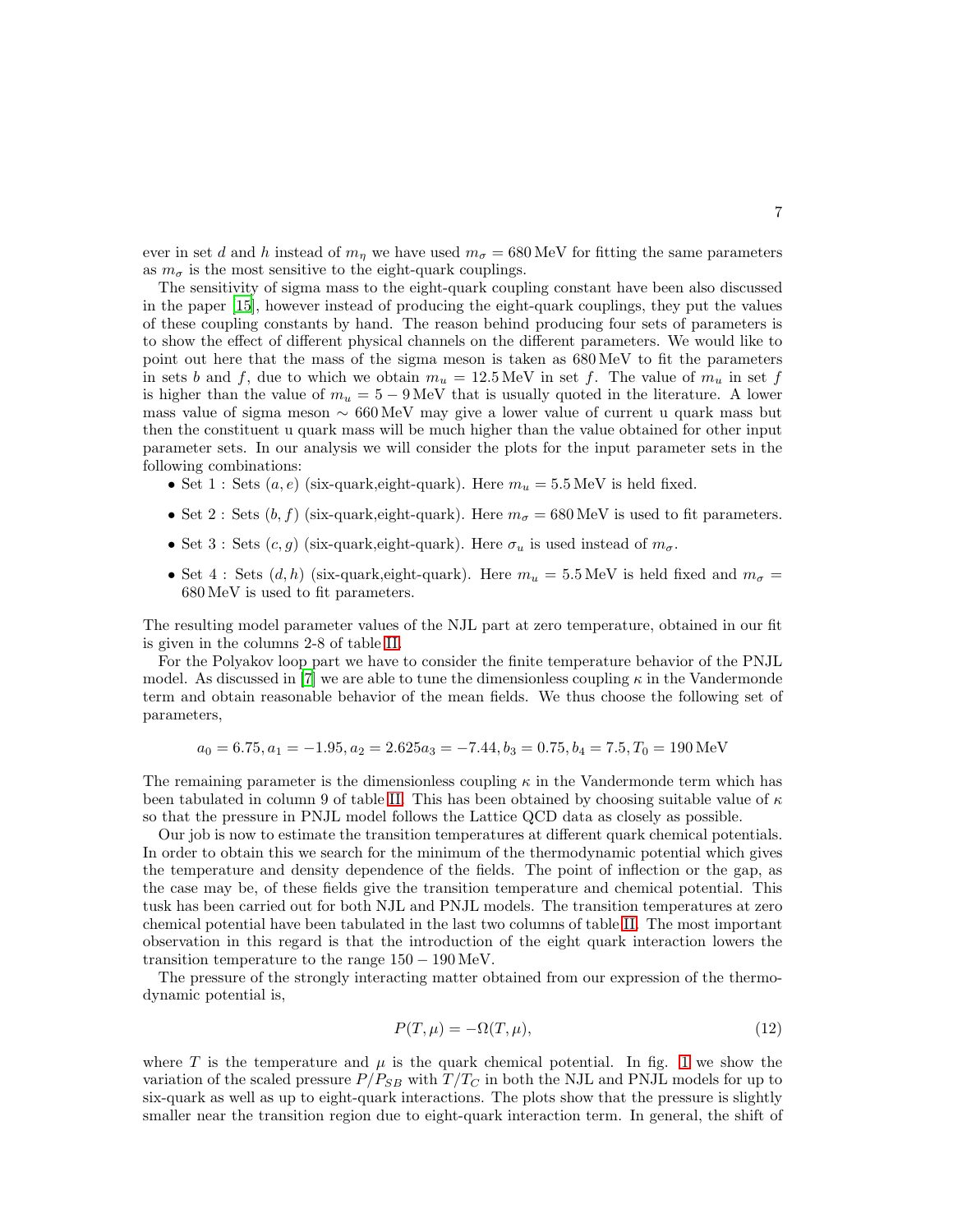ever in set $d$ and $h$ instead of $m_\eta$ we have used $m_\sigma = 680\,\mathrm{MeV}$ for fitting the same parameters as $m_\sigma$ is the most sensitive to the eight-quark couplings.

The sensitivity of sigma mass to the eight-quark coupling constant have been also discussed in the paper [15], however instead of producing the eight-quark couplings, they put the values of these coupling constants by hand. The reason behind producing four sets of parameters is to show the effect of different physical channels on the different parameters. We would like to point out here that the mass of the sigma meson is taken as $680\,\mathrm{MeV}$ to fit the parameters in sets $b$ and $f$, due to which we obtain $m_u = 12.5\,\mathrm{MeV}$ in set $f$. The value of $m_u$ in set $f$ is higher than the value of $m_u = 5-9\,\mathrm{MeV}$ that is usually quoted in the literature. A lower mass value of sigma meson $\sim 660\,\mathrm{MeV}$ may give a lower value of current u quark mass but then the constituent u quark mass will be much higher than the value obtained for other input parameter sets. In our analysis we will consider the plots for the input parameter sets in the following combinations:

- Set 1 : Sets $(a, e)$ (six-quark,eight-quark). Here $m_u = 5.5\,\mathrm{MeV}$ is held fixed.
- Set 2 : Sets $(b, f)$ (six-quark,eight-quark). Here $m_\sigma = 680\,\mathrm{MeV}$ is used to fit parameters.
- Set 3 : Sets $(c, g)$ (six-quark,eight-quark). Here $\sigma_u$ is used instead of $m_\sigma$.
- Set 4 : Sets $(d, h)$ (six-quark,eight-quark). Here $m_u = 5.5\,\mathrm{MeV}$ is held fixed and $m_\sigma = 680\,\mathrm{MeV}$ is used to fit parameters.

The resulting model parameter values of the NJL part at zero temperature, obtained in our fit is given in the columns 2-8 of table II.

For the Polyakov loop part we have to consider the finite temperature behavior of the PNJL model. As discussed in [7] we are able to tune the dimensionless coupling $\kappa$ in the Vandermonde term and obtain reasonable behavior of the mean fields. We thus choose the following set of parameters,

$$a_0 = 6.75, a_1 = -1.95, a_2 = 2.625 a_3 = -7.44, b_3 = 0.75, b_4 = 7.5, T_0 = 190\,\mathrm{MeV}$$

The remaining parameter is the dimensionless coupling $\kappa$ in the Vandermonde term which has been tabulated in column 9 of table II. This has been obtained by choosing suitable value of $\kappa$ so that the pressure in PNJL model follows the Lattice QCD data as closely as possible.

Our job is now to estimate the transition temperatures at different quark chemical potentials. In order to obtain this we search for the minimum of the thermodynamic potential which gives the temperature and density dependence of the fields. The point of inflection or the gap, as the case may be, of these fields give the transition temperature and chemical potential. This tusk has been carried out for both NJL and PNJL models. The transition temperatures at zero chemical potential have been tabulated in the last two columns of table II. The most important observation in this regard is that the introduction of the eight quark interaction lowers the transition temperature to the range $150-190\,\mathrm{MeV}$.

The pressure of the strongly interacting matter obtained from our expression of the thermodynamic potential is,

$$P(T, \mu) = -\Omega(T, \mu), \tag{12}$$

where $T$ is the temperature and $\mu$ is the quark chemical potential. In fig. 1 we show the variation of the scaled pressure $P/P_{SB}$ with $T/T_C$ in both the NJL and PNJL models for up to six-quark as well as up to eight-quark interactions. The plots show that the pressure is slightly smaller near the transition region due to eight-quark interaction term. In general, the shift of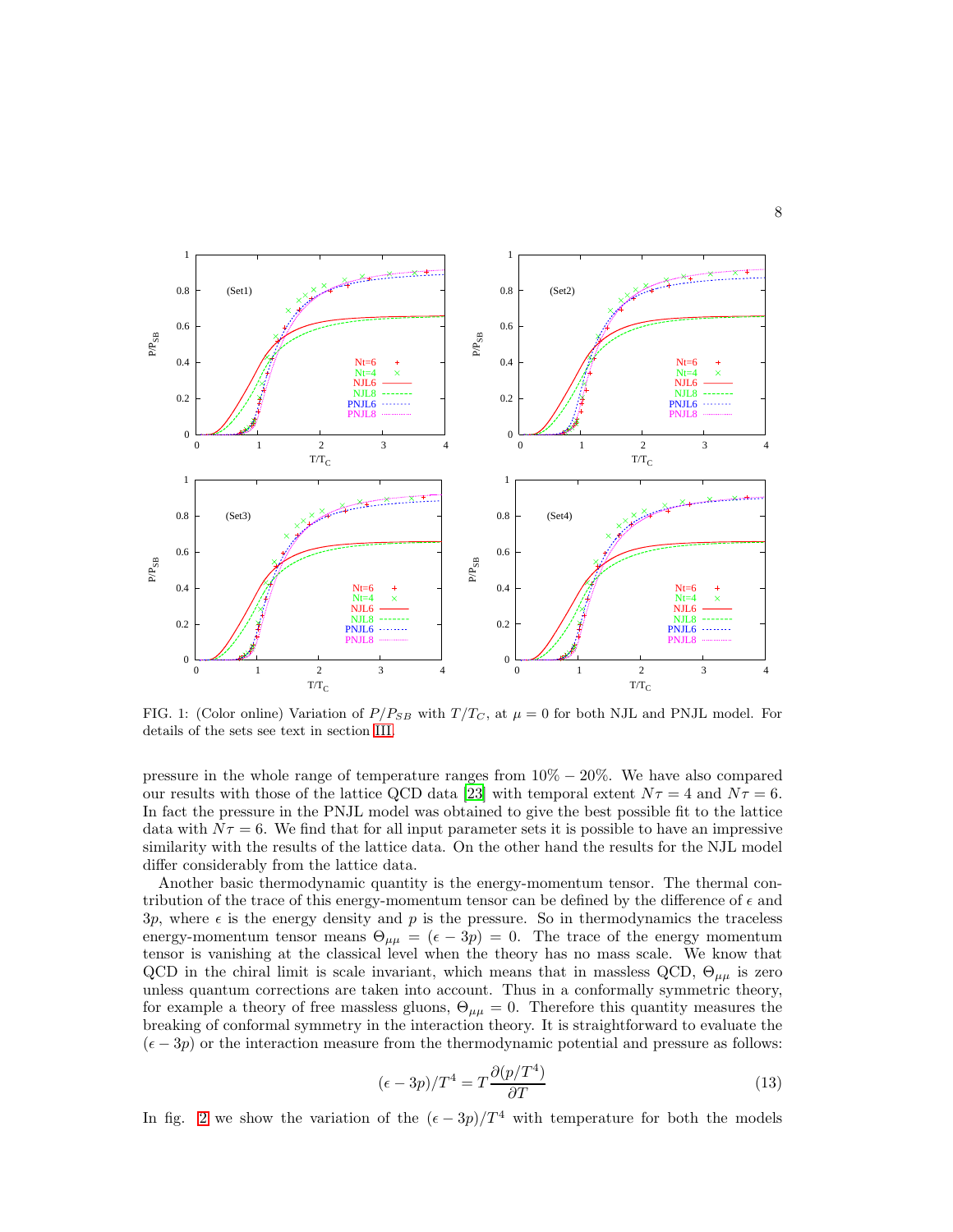FIG. 1: (Color online) Variation of $P/P_{SB}$ with $T/T_C$, at $\mu = 0$ for both NJL and PNJL model. For details of the sets see text in section III.

pressure in the whole range of temperature ranges from $10\% - 20\%$. We have also compared our results with those of the lattice QCD data [23] with temporal extent $N\tau = 4$ and $N\tau = 6$. In fact the pressure in the PNJL model was obtained to give the best possible fit to the lattice data with $N\tau = 6$. We find that for all input parameter sets it is possible to have an impressive similarity with the results of the lattice data. On the other hand the results for the NJL model differ considerably from the lattice data.

Another basic thermodynamic quantity is the energy-momentum tensor. The thermal contribution of the trace of this energy-momentum tensor can be defined by the difference of $\epsilon$ and $3p$, where $\epsilon$ is the energy density and $p$ is the pressure. So in thermodynamics the traceless energy-momentum tensor means $\Theta_{\mu\mu} = (\epsilon - 3p) = 0$. The trace of the energy momentum tensor is vanishing at the classical level when the theory has no mass scale. We know that QCD in the chiral limit is scale invariant, which means that in massless QCD, $\Theta_{\mu\mu}$ is zero unless quantum corrections are taken into account. Thus in a conformally symmetric theory, for example a theory of free massless gluons, $\Theta_{\mu\mu} = 0$. Therefore this quantity measures the breaking of conformal symmetry in the interaction theory. It is straightforward to evaluate the $(\epsilon - 3p)$ or the interaction measure from the thermodynamic potential and pressure as follows:

$$(\epsilon - 3p)/T^4 = T\frac{\partial(p/T^4)}{\partial T} \tag{13}$$

In fig. 2 we show the variation of the $(\epsilon - 3p)/T^4$ with temperature for both the models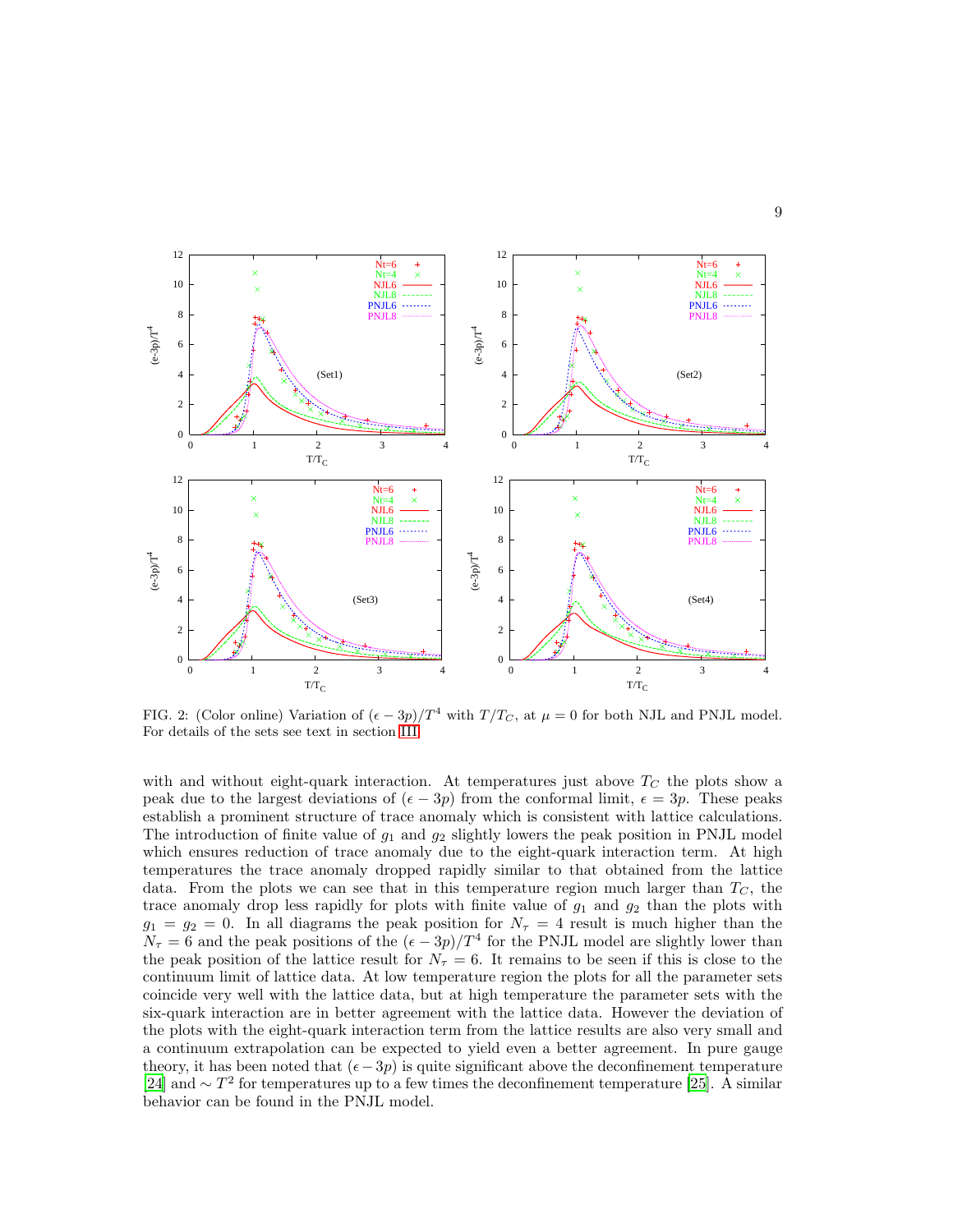FIG. 2: (Color online) Variation of $(\epsilon - 3p)/T^4$ with $T/T_C$, at $\mu = 0$ for both NJL and PNJL model. For details of the sets see text in section III.

with and without eight-quark interaction. At temperatures just above $T_C$ the plots show a peak due to the largest deviations of $(\epsilon - 3p)$ from the conformal limit, $\epsilon = 3p$. These peaks establish a prominent structure of trace anomaly which is consistent with lattice calculations. The introduction of finite value of $g_1$ and $g_2$ slightly lowers the peak position in PNJL model which ensures reduction of trace anomaly due to the eight-quark interaction term. At high temperatures the trace anomaly dropped rapidly similar to that obtained from the lattice data. From the plots we can see that in this temperature region much larger than $T_C$, the trace anomaly drop less rapidly for plots with finite value of $g_1$ and $g_2$ than the plots with $g_1 = g_2 = 0$. In all diagrams the peak position for $N_\tau = 4$ result is much higher than the $N_\tau = 6$ and the peak positions of the $(\epsilon - 3p)/T^4$ for the PNJL model are slightly lower than the peak position of the lattice result for $N_\tau = 6$. It remains to be seen if this is close to the continuum limit of lattice data. At low temperature region the plots for all the parameter sets coincide very well with the lattice data, but at high temperature the parameter sets with the six-quark interaction are in better agreement with the lattice data. However the deviation of the plots with the eight-quark interaction term from the lattice results are also very small and a continuum extrapolation can be expected to yield even a better agreement. In pure gauge theory, it has been noted that $(\epsilon - 3p)$ is quite significant above the deconfinement temperature [24] and $\sim T^2$ for temperatures up to a few times the deconfinement temperature [25]. A similar behavior can be found in the PNJL model.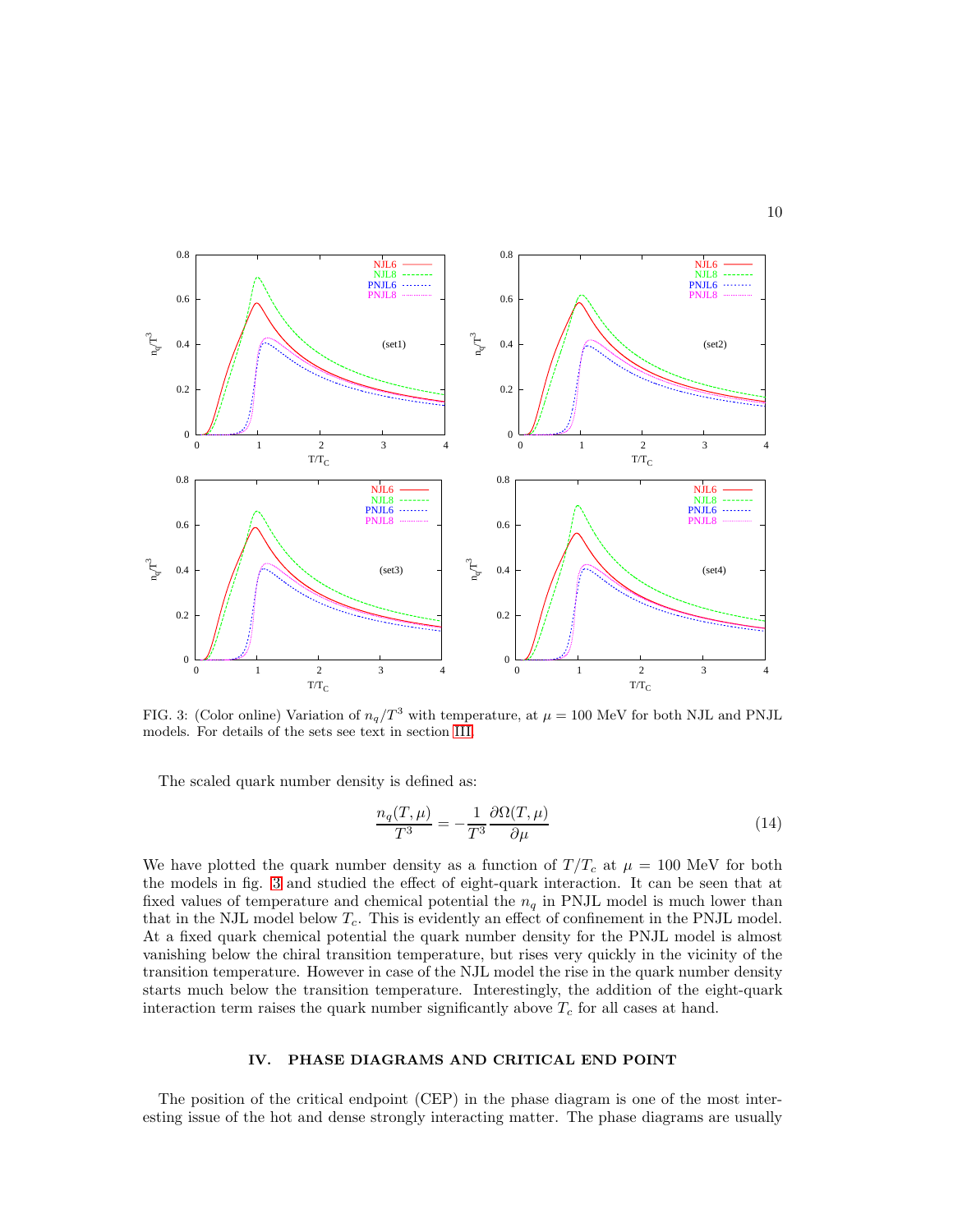FIG. 3: (Color online) Variation of $n_q/T^3$ with temperature, at $\mu = 100$ MeV for both NJL and PNJL models. For details of the sets see text in section III.

The scaled quark number density is defined as:

$$\frac{n_q(T,\mu)}{T^3} = -\frac{1}{T^3}\frac{\partial \Omega(T,\mu)}{\partial \mu} \tag{14}$$

We have plotted the quark number density as a function of $T/T_c$ at $\mu = 100$ MeV for both the models in fig. 3 and studied the effect of eight-quark interaction. It can be seen that at fixed values of temperature and chemical potential the $n_q$ in PNJL model is much lower than that in the NJL model below $T_c$. This is evidently an effect of confinement in the PNJL model. At a fixed quark chemical potential the quark number density for the PNJL model is almost vanishing below the chiral transition temperature, but rises very quickly in the vicinity of the transition temperature. However in case of the NJL model the rise in the quark number density starts much below the transition temperature. Interestingly, the addition of the eight-quark interaction term raises the quark number significantly above $T_c$ for all cases at hand.

## IV. PHASE DIAGRAMS AND CRITICAL END POINT

The position of the critical endpoint (CEP) in the phase diagram is one of the most interesting issue of the hot and dense strongly interacting matter. The phase diagrams are usually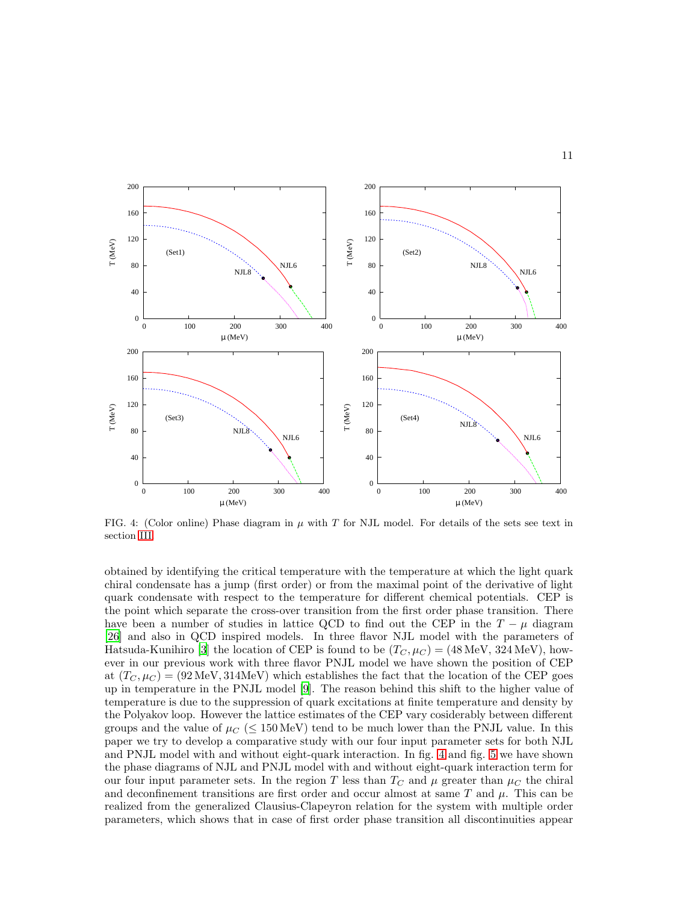FIG. 4: (Color online) Phase diagram in $\mu$ with $T$ for NJL model. For details of the sets see text in section III.

obtained by identifying the critical temperature with the temperature at which the light quark chiral condensate has a jump (first order) or from the maximal point of the derivative of light quark condensate with respect to the temperature for different chemical potentials. CEP is the point which separate the cross-over transition from the first order phase transition. There have been a number of studies in lattice QCD to find out the CEP in the $T-\mu$ diagram [26] and also in QCD inspired models. In three flavor NJL model with the parameters of Hatsuda-Kunihiro [3] the location of CEP is found to be $(T_C, \mu_C) = (48\,\text{MeV}, 324\,\text{MeV})$, however in our previous work with three flavor PNJL model we have shown the position of CEP at $(T_C, \mu_C) = (92\,\text{MeV}, 314\text{MeV})$ which establishes the fact that the location of the CEP goes up in temperature in the PNJL model [9]. The reason behind this shift to the higher value of temperature is due to the suppression of quark excitations at finite temperature and density by the Polyakov loop. However the lattice estimates of the CEP vary cosiderably between different groups and the value of $\mu_C$ ($\leq 150\,\text{MeV}$) tend to be much lower than the PNJL value. In this paper we try to develop a comparative study with our four input parameter sets for both NJL and PNJL model with and without eight-quark interaction. In fig. 4 and fig. 5 we have shown the phase diagrams of NJL and PNJL model with and without eight-quark interaction term for our four input parameter sets. In the region $T$ less than $T_C$ and $\mu$ greater than $\mu_C$ the chiral and deconfinement transitions are first order and occur almost at same $T$ and $\mu$. This can be realized from the generalized Clausius-Clapeyron relation for the system with multiple order parameters, which shows that in case of first order phase transition all discontinuities appear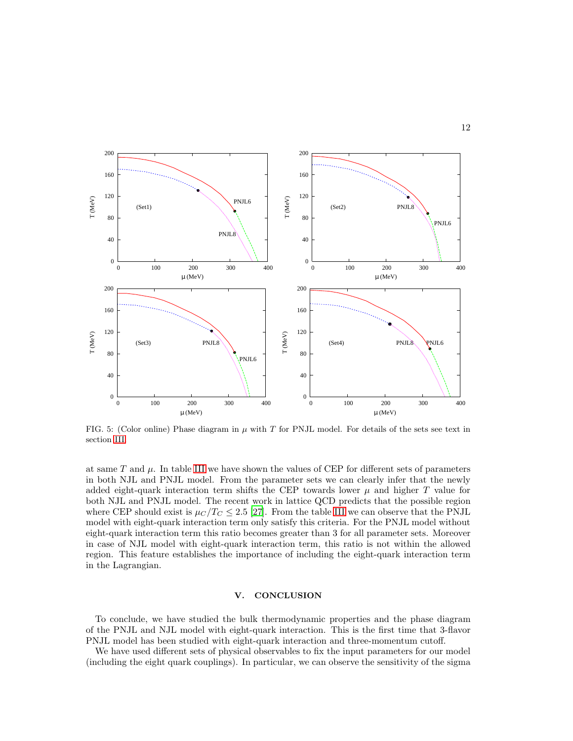FIG. 5: (Color online) Phase diagram in $\mu$ with $T$ for PNJL model. For details of the sets see text in section III.

at same $T$ and $\mu$. In table III we have shown the values of CEP for different sets of parameters in both NJL and PNJL model. From the parameter sets we can clearly infer that the newly added eight-quark interaction term shifts the CEP towards lower $\mu$ and higher $T$ value for both NJL and PNJL model. The recent work in lattice QCD predicts that the possible region where CEP should exist is $\mu_C/T_C \leq 2.5$ [27]. From the table III we can observe that the PNJL model with eight-quark interaction term only satisfy this criteria. For the PNJL model without eight-quark interaction term this ratio becomes greater than 3 for all parameter sets. Moreover in case of NJL model with eight-quark interaction term, this ratio is not within the allowed region. This feature establishes the importance of including the eight-quark interaction term in the Lagrangian.

## V. CONCLUSION

To conclude, we have studied the bulk thermodynamic properties and the phase diagram of the PNJL and NJL model with eight-quark interaction. This is the first time that 3-flavor PNJL model has been studied with eight-quark interaction and three-momentum cutoff.

We have used different sets of physical observables to fix the input parameters for our model (including the eight quark couplings). In particular, we can observe the sensitivity of the sigma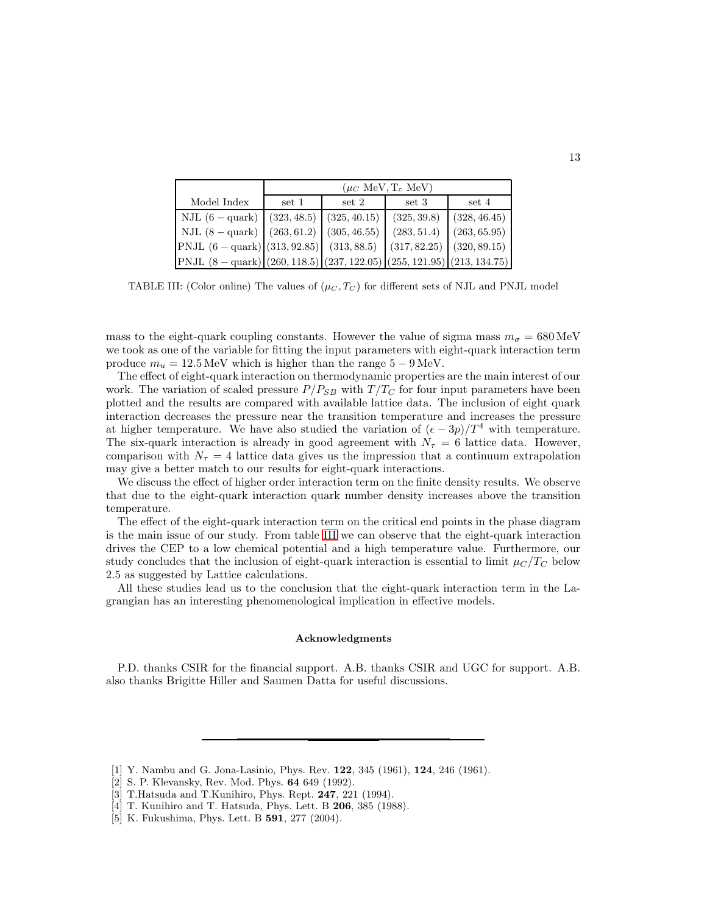| | ($\mu_C$ MeV, $\mathrm{T_c}$ MeV) | | | |
|---|---|---|---|---|
| Model Index | set 1 | set 2 | set 3 | set 4 |
| NJL (6 − quark) | (323, 48.5) | (325, 40.15) | (325, 39.8) | (328, 46.45) |
| NJL (8 − quark) | (263, 61.2) | (305, 46.55) | (283, 51.4) | (263, 65.95) |
| PNJL (6 − quark) | (313, 92.85) | (313, 88.5) | (317, 82.25) | (320, 89.15) |
| PNJL (8 − quark) | (260, 118.5) | (237, 122.05) | (255, 121.95) | (213, 134.75) |

TABLE III: (Color online) The values of $(\mu_C, T_C)$ for different sets of NJL and PNJL model

mass to the eight-quark coupling constants. However the value of sigma mass $m_\sigma = 680\,\mathrm{MeV}$ we took as one of the variable for fitting the input parameters with eight-quark interaction term produce $m_u = 12.5\,\mathrm{MeV}$ which is higher than the range $5 - 9\,\mathrm{MeV}$.

The effect of eight-quark interaction on thermodynamic properties are the main interest of our work. The variation of scaled pressure $P/P_{SB}$ with $T/T_C$ for four input parameters have been plotted and the results are compared with available lattice data. The inclusion of eight quark interaction decreases the pressure near the transition temperature and increases the pressure at higher temperature. We have also studied the variation of $(\epsilon - 3p)/T^4$ with temperature. The six-quark interaction is already in good agreement with $N_\tau = 6$ lattice data. However, comparison with $N_\tau = 4$ lattice data gives us the impression that a continuum extrapolation may give a better match to our results for eight-quark interactions.

We discuss the effect of higher order interaction term on the finite density results. We observe that due to the eight-quark interaction quark number density increases above the transition temperature.

The effect of the eight-quark interaction term on the critical end points in the phase diagram is the main issue of our study. From table III we can observe that the eight-quark interaction drives the CEP to a low chemical potential and a high temperature value. Furthermore, our study concludes that the inclusion of eight-quark interaction is essential to limit $\mu_C/T_C$ below 2.5 as suggested by Lattice calculations.

All these studies lead us to the conclusion that the eight-quark interaction term in the Lagrangian has an interesting phenomenological implication in effective models.

### Acknowledgments

P.D. thanks CSIR for the financial support. A.B. thanks CSIR and UGC for support. A.B. also thanks Brigitte Hiller and Saumen Datta for useful discussions.

---

[1] Y. Nambu and G. Jona-Lasinio, Phys. Rev. **122**, 345 (1961), **124**, 246 (1961).
[2] S. P. Klevansky, Rev. Mod. Phys. **64** 649 (1992).
[3] T.Hatsuda and T.Kunihiro, Phys. Rept. **247**, 221 (1994).
[4] T. Kunihiro and T. Hatsuda, Phys. Lett. B **206**, 385 (1988).
[5] K. Fukushima, Phys. Lett. B **591**, 277 (2004).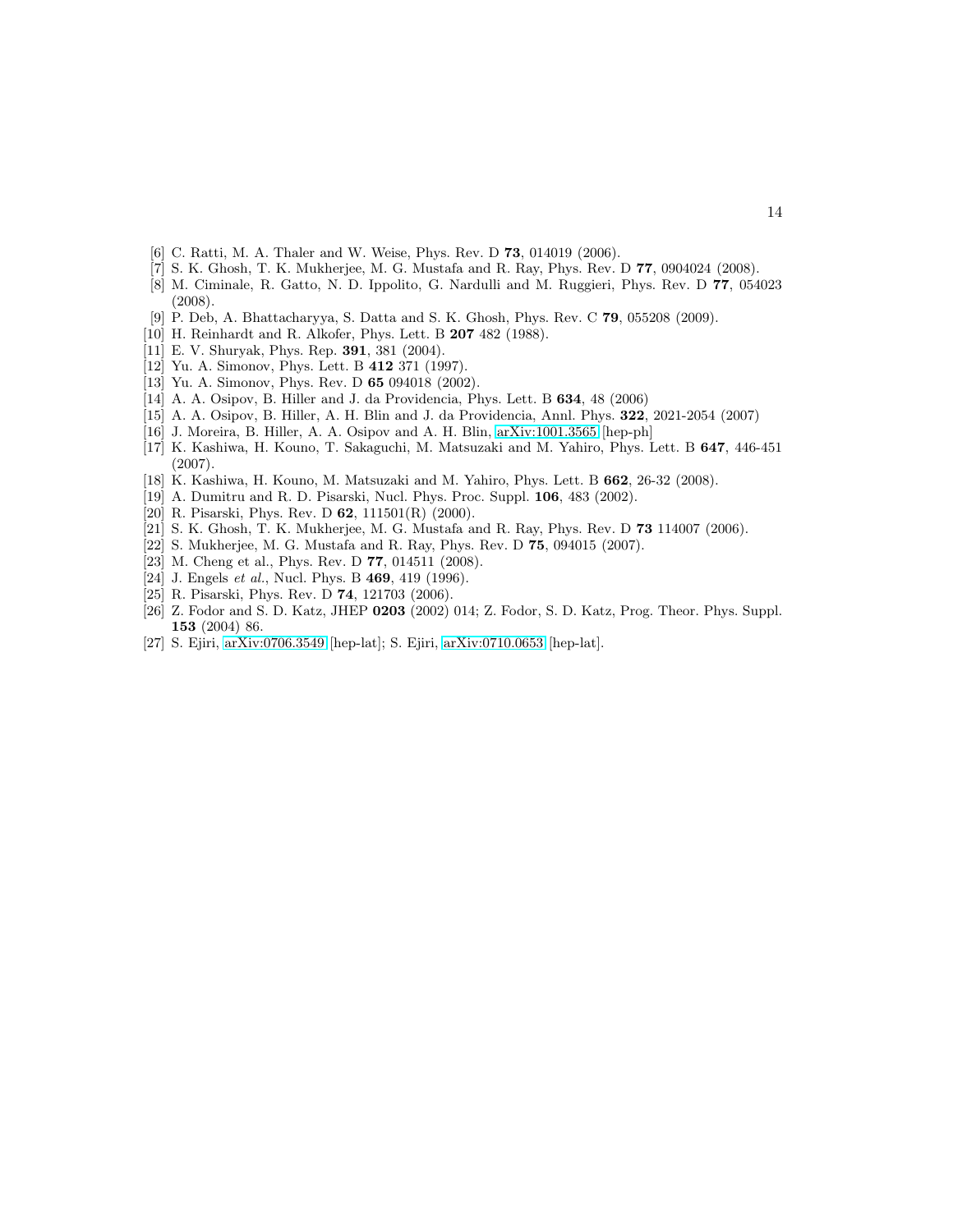[6] C. Ratti, M. A. Thaler and W. Weise, Phys. Rev. D **73**, 014019 (2006).
[7] S. K. Ghosh, T. K. Mukherjee, M. G. Mustafa and R. Ray, Phys. Rev. D **77**, 0904024 (2008).
[8] M. Ciminale, R. Gatto, N. D. Ippolito, G. Nardulli and M. Ruggieri, Phys. Rev. D **77**, 054023 (2008).
[9] P. Deb, A. Bhattacharyya, S. Datta and S. K. Ghosh, Phys. Rev. C **79**, 055208 (2009).
[10] H. Reinhardt and R. Alkofer, Phys. Lett. B **207** 482 (1988).
[11] E. V. Shuryak, Phys. Rep. **391**, 381 (2004).
[12] Yu. A. Simonov, Phys. Lett. B **412** 371 (1997).
[13] Yu. A. Simonov, Phys. Rev. D **65** 094018 (2002).
[14] A. A. Osipov, B. Hiller and J. da Providencia, Phys. Lett. B **634**, 48 (2006)
[15] A. A. Osipov, B. Hiller, A. H. Blin and J. da Providencia, Annl. Phys. **322**, 2021-2054 (2007)
[16] J. Moreira, B. Hiller, A. A. Osipov and A. H. Blin, arXiv:1001.3565 [hep-ph]
[17] K. Kashiwa, H. Kouno, T. Sakaguchi, M. Matsuzaki and M. Yahiro, Phys. Lett. B **647**, 446-451 (2007).
[18] K. Kashiwa, H. Kouno, M. Matsuzaki and M. Yahiro, Phys. Lett. B **662**, 26-32 (2008).
[19] A. Dumitru and R. D. Pisarski, Nucl. Phys. Proc. Suppl. **106**, 483 (2002).
[20] R. Pisarski, Phys. Rev. D **62**, 111501(R) (2000).
[21] S. K. Ghosh, T. K. Mukherjee, M. G. Mustafa and R. Ray, Phys. Rev. D **73** 114007 (2006).
[22] S. Mukherjee, M. G. Mustafa and R. Ray, Phys. Rev. D **75**, 094015 (2007).
[23] M. Cheng et al., Phys. Rev. D **77**, 014511 (2008).
[24] J. Engels *et al.*, Nucl. Phys. B **469**, 419 (1996).
[25] R. Pisarski, Phys. Rev. D **74**, 121703 (2006).
[26] Z. Fodor and S. D. Katz, JHEP **0203** (2002) 014; Z. Fodor, S. D. Katz, Prog. Theor. Phys. Suppl. **153** (2004) 86.
[27] S. Ejiri, arXiv:0706.3549 [hep-lat]; S. Ejiri, arXiv:0710.0653 [hep-lat].